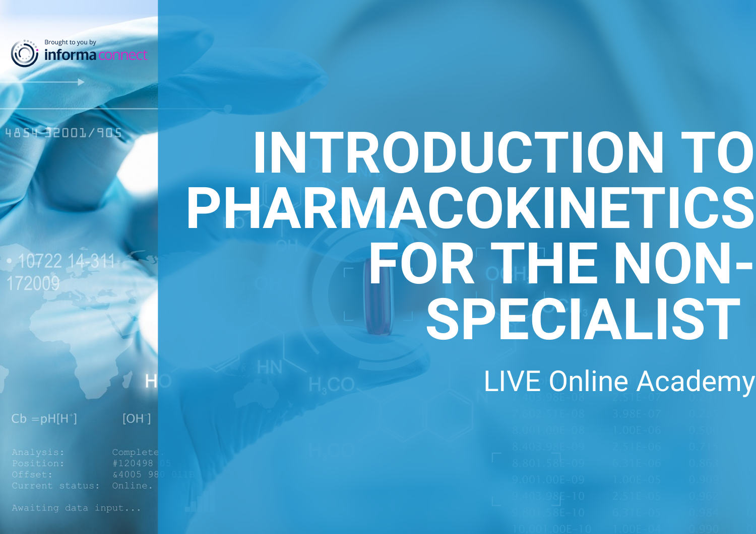Brought to you by informa connect

# INTRODUCTION TO PHARMACOKINETICS FOR THE NON-SPECIALIST

LIVE Online Academy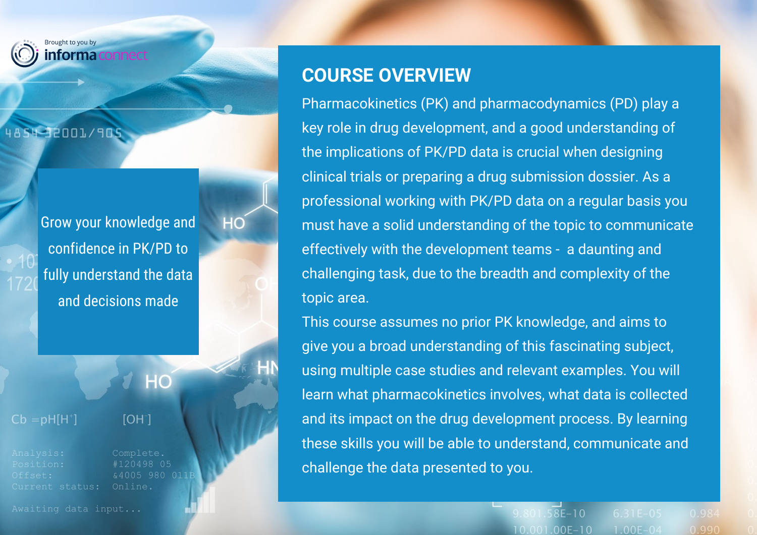Brought to you by informa connect

Grow your knowledge and confidence in PK/PD to fully understand the data and decisions made

## COURSE OVERVIEW

Pharmacokinetics (PK) and pharmacodynamics (PD) play a key role in drug development, and a good understanding of the implications of PK/PD data is crucial when designing clinical trials or preparing a drug submission dossier. As a professional working with PK/PD data on a regular basis you must have a solid understanding of the topic to communicate effectively with the development teams - a daunting and challenging task, due to the breadth and complexity of the topic area.

This course assumes no prior PK knowledge, and aims to give you a broad understanding of this fascinating subject, using multiple case studies and relevant examples. You will learn what pharmacokinetics involves, what data is collected and its impact on the drug development process. By learning these skills you will be able to understand, communicate and challenge the data presented to you.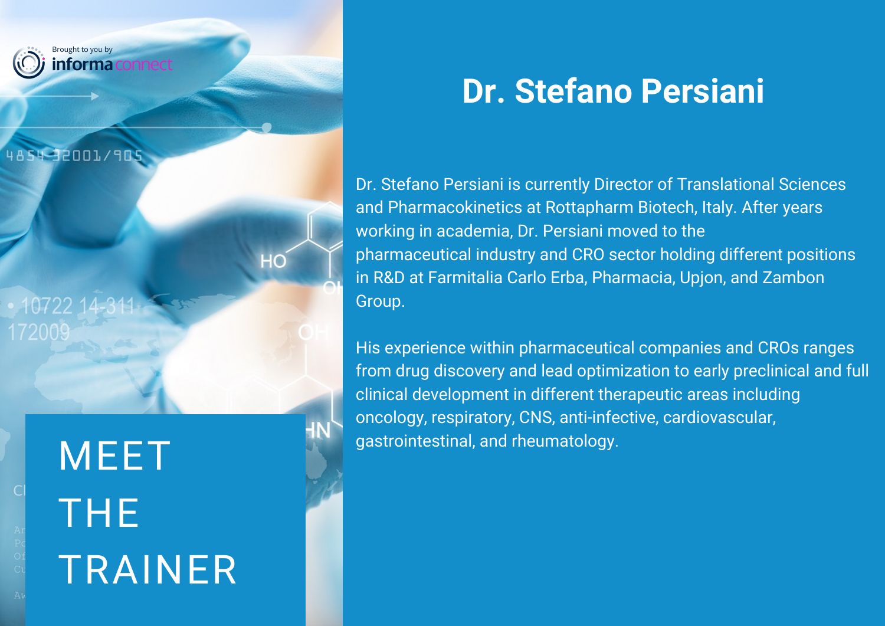Brought to you by informa connect

# MEET THE TRAINER

## Dr. Stefano Persiani

Dr. Stefano Persiani is currently Director of Translational Sciences and Pharmacokinetics at Rottapharm Biotech, Italy. After years working in academia, Dr. Persiani moved to the pharmaceutical industry and CRO sector holding different positions in R&D at Farmitalia Carlo Erba, Pharmacia, Upjon, and Zambon Group.

His experience within pharmaceutical companies and CROs ranges from drug discovery and lead optimization to early preclinical and full clinical development in different therapeutic areas including oncology, respiratory, CNS, anti-infective, cardiovascular, gastrointestinal, and rheumatology.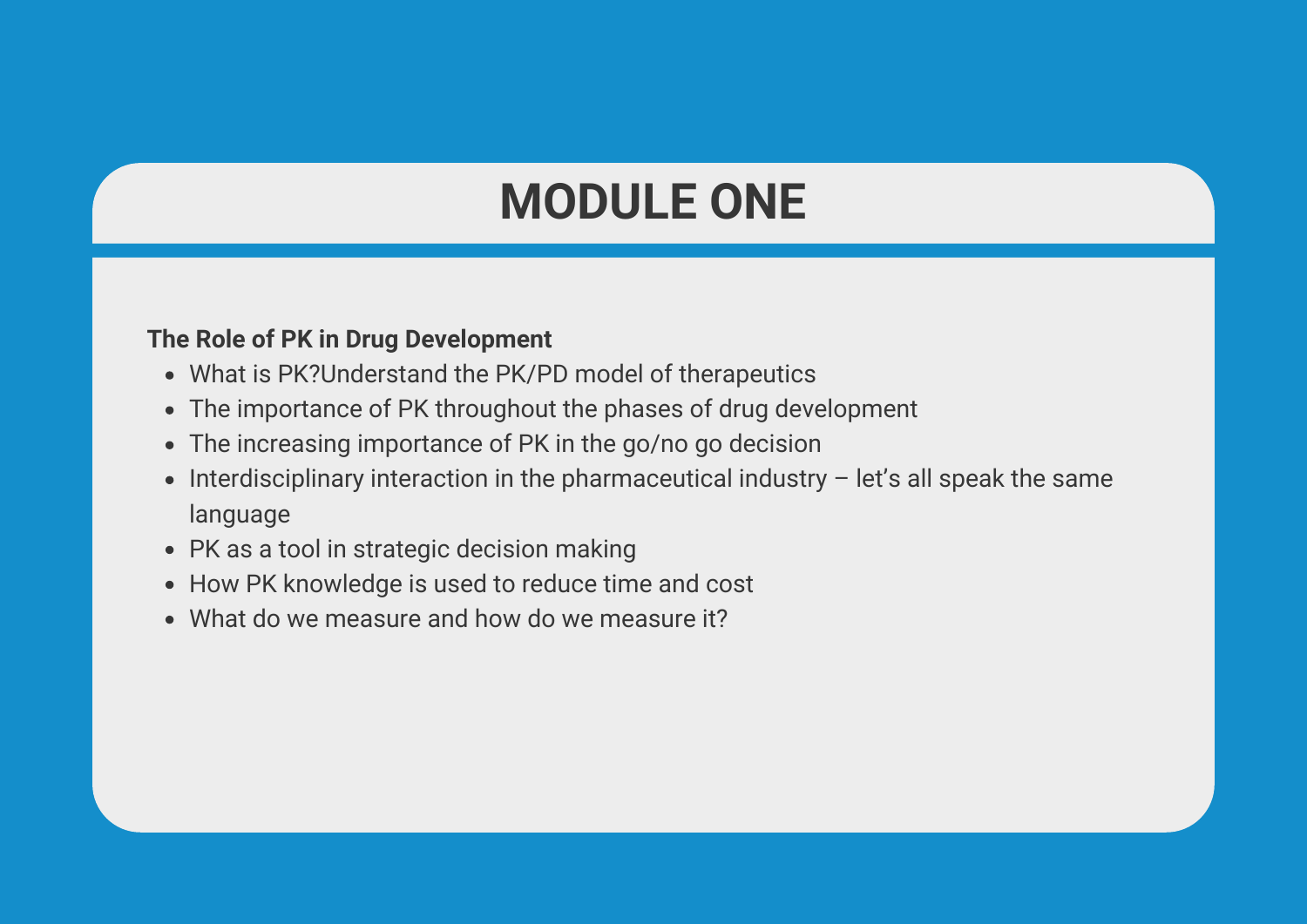# MODULE ONE

**The Role of PK in Drug Development**

- What is PK?Understand the PK/PD model of therapeutics
- The importance of PK throughout the phases of drug development
- The increasing importance of PK in the go/no go decision
- Interdisciplinary interaction in the pharmaceutical industry – let's all speak the same language
- PK as a tool in strategic decision making
- How PK knowledge is used to reduce time and cost
- What do we measure and how do we measure it?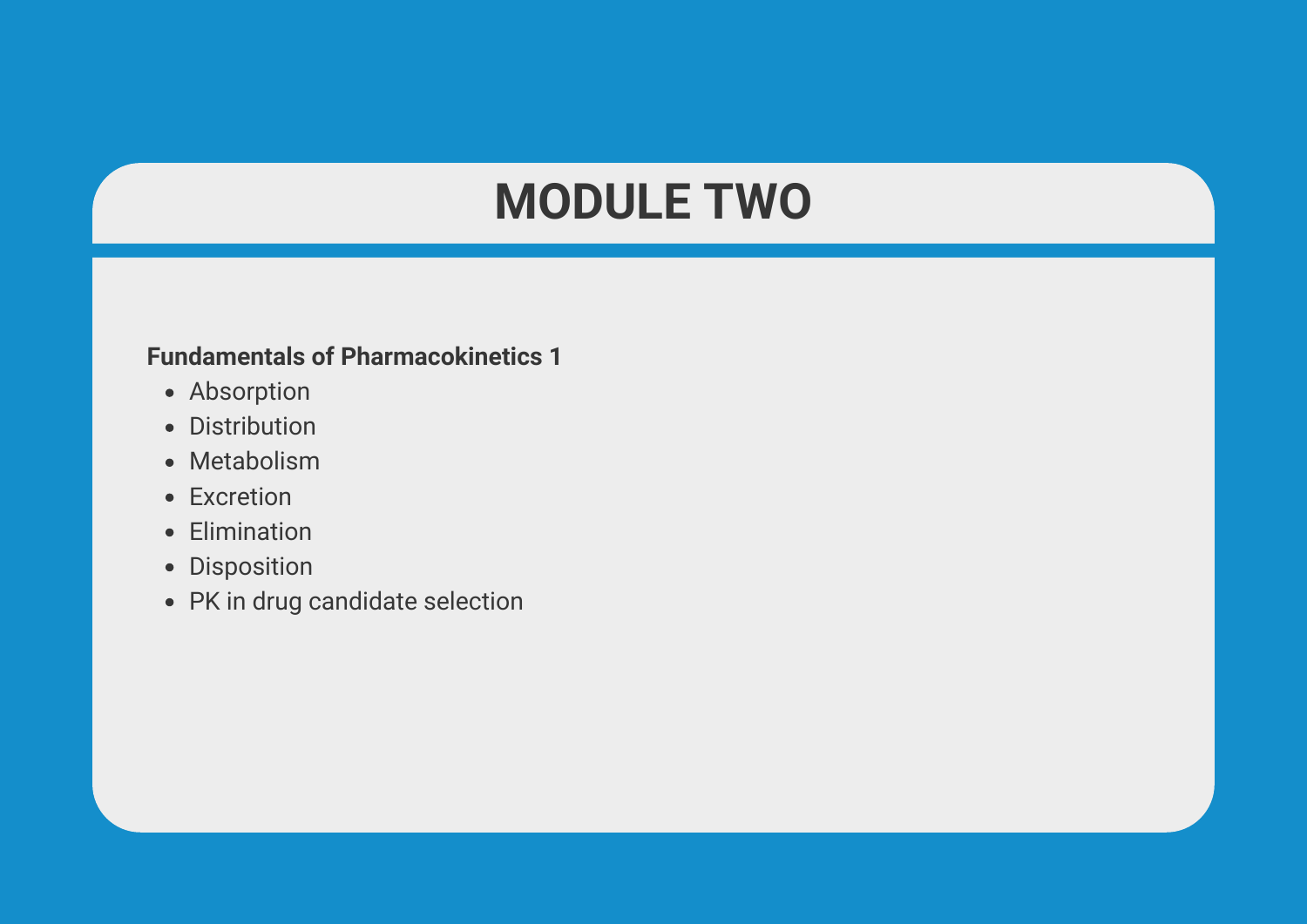# MODULE TWO

**Fundamentals of Pharmacokinetics 1**

- Absorption
- Distribution
- Metabolism
- Excretion
- Elimination
- Disposition
- PK in drug candidate selection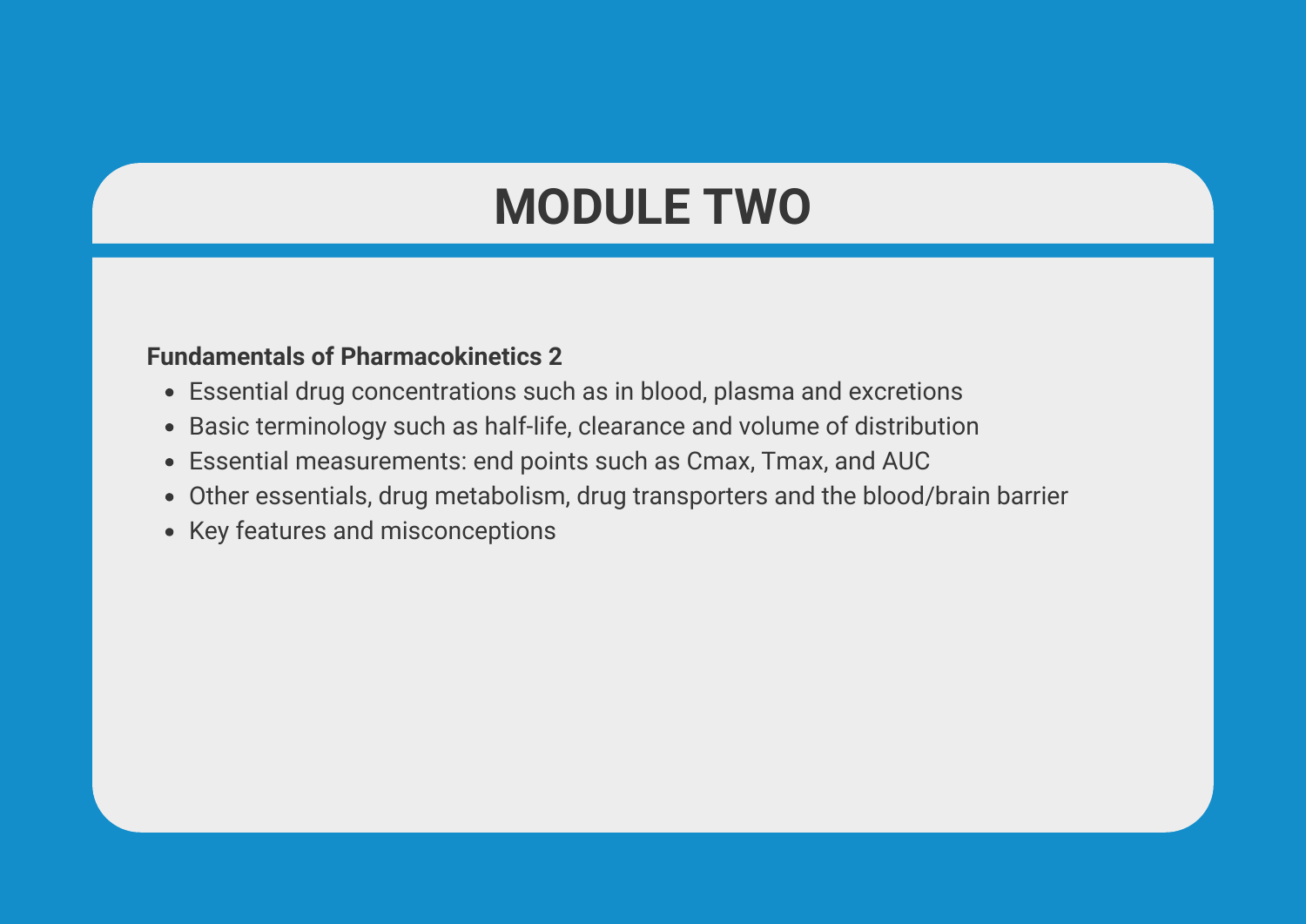# MODULE TWO

**Fundamentals of Pharmacokinetics 2**

- Essential drug concentrations such as in blood, plasma and excretions
- Basic terminology such as half-life, clearance and volume of distribution
- Essential measurements: end points such as Cmax, Tmax, and AUC
- Other essentials, drug metabolism, drug transporters and the blood/brain barrier
- Key features and misconceptions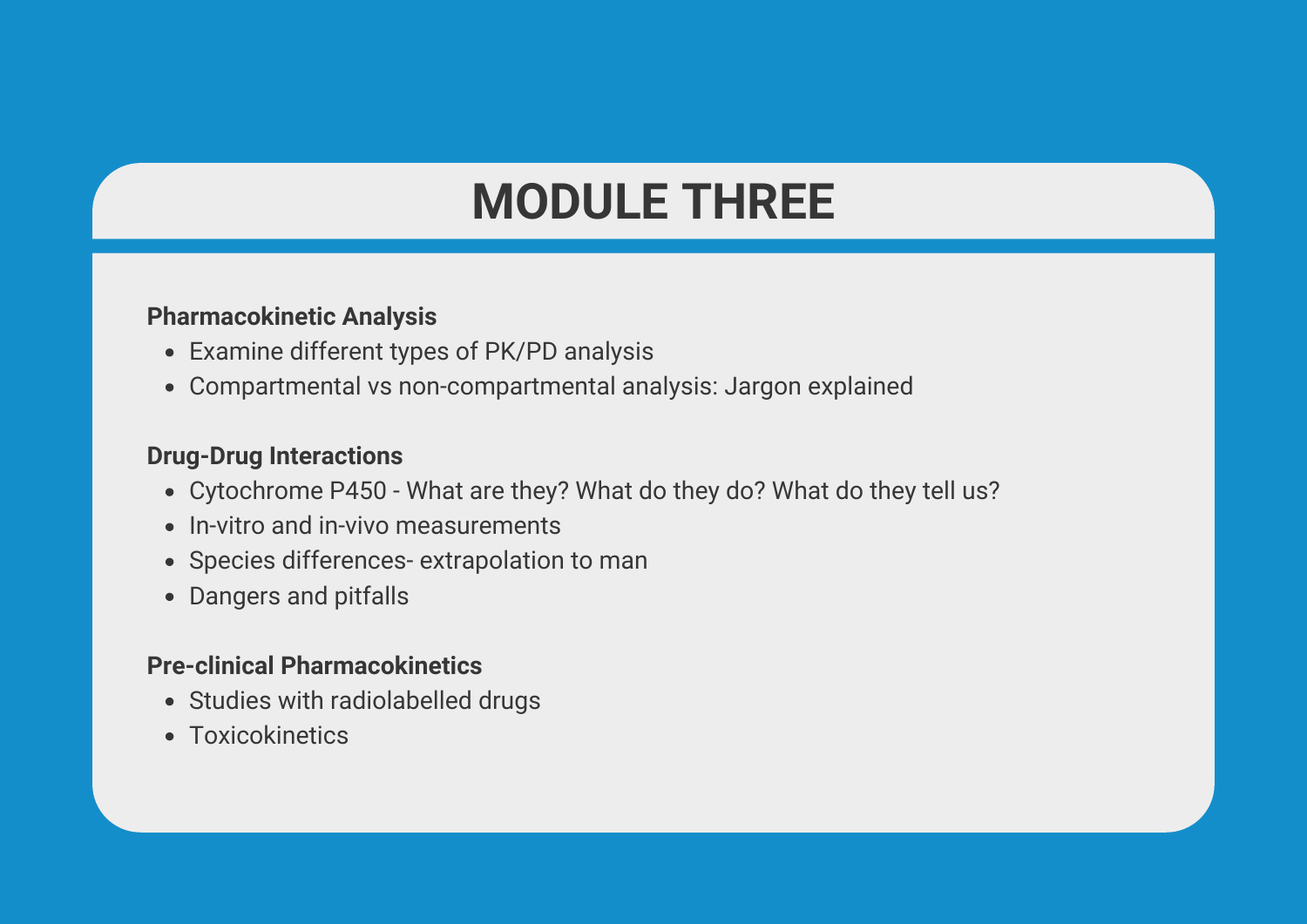# MODULE THREE

**Pharmacokinetic Analysis**

- Examine different types of PK/PD analysis
- Compartmental vs non-compartmental analysis: Jargon explained

**Drug-Drug Interactions**

- Cytochrome P450 - What are they? What do they do? What do they tell us?
- In-vitro and in-vivo measurements
- Species differences- extrapolation to man
- Dangers and pitfalls

**Pre-clinical Pharmacokinetics**

- Studies with radiolabelled drugs
- Toxicokinetics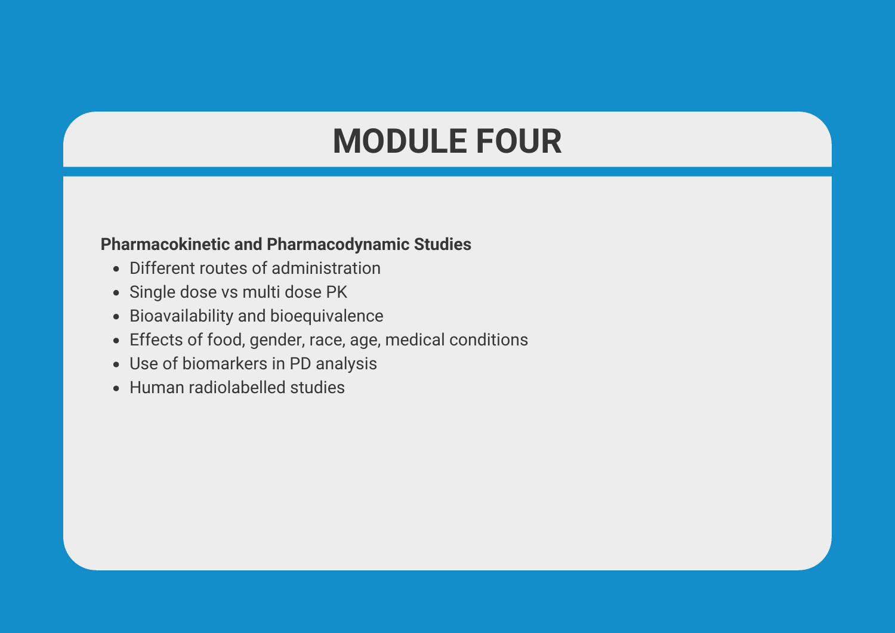# MODULE FOUR

**Pharmacokinetic and Pharmacodynamic Studies**

- Different routes of administration
- Single dose vs multi dose PK
- Bioavailability and bioequivalence
- Effects of food, gender, race, age, medical conditions
- Use of biomarkers in PD analysis
- Human radiolabelled studies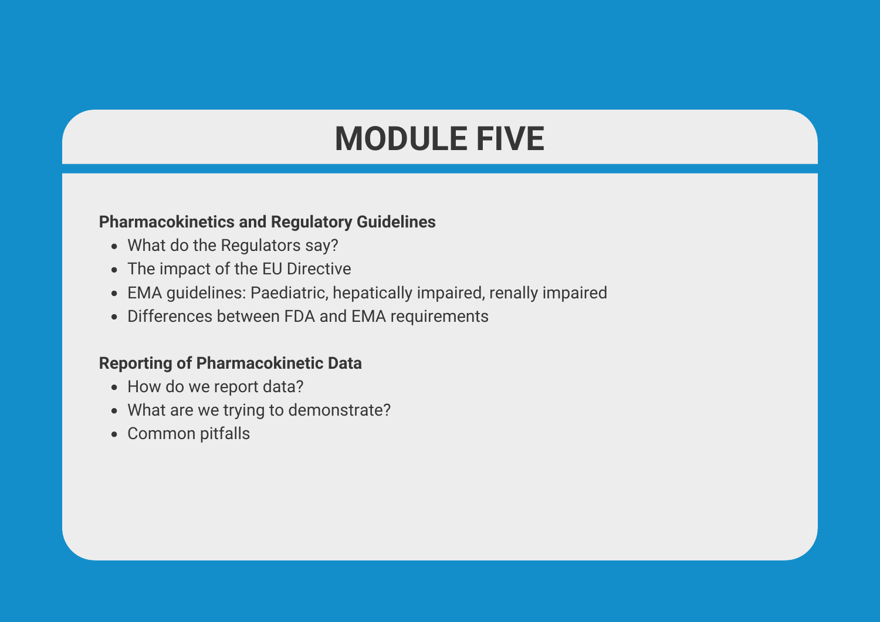# MODULE FIVE

**Pharmacokinetics and Regulatory Guidelines**

- What do the Regulators say?
- The impact of the EU Directive
- EMA guidelines: Paediatric, hepatically impaired, renally impaired
- Differences between FDA and EMA requirements

**Reporting of Pharmacokinetic Data**

- How do we report data?
- What are we trying to demonstrate?
- Common pitfalls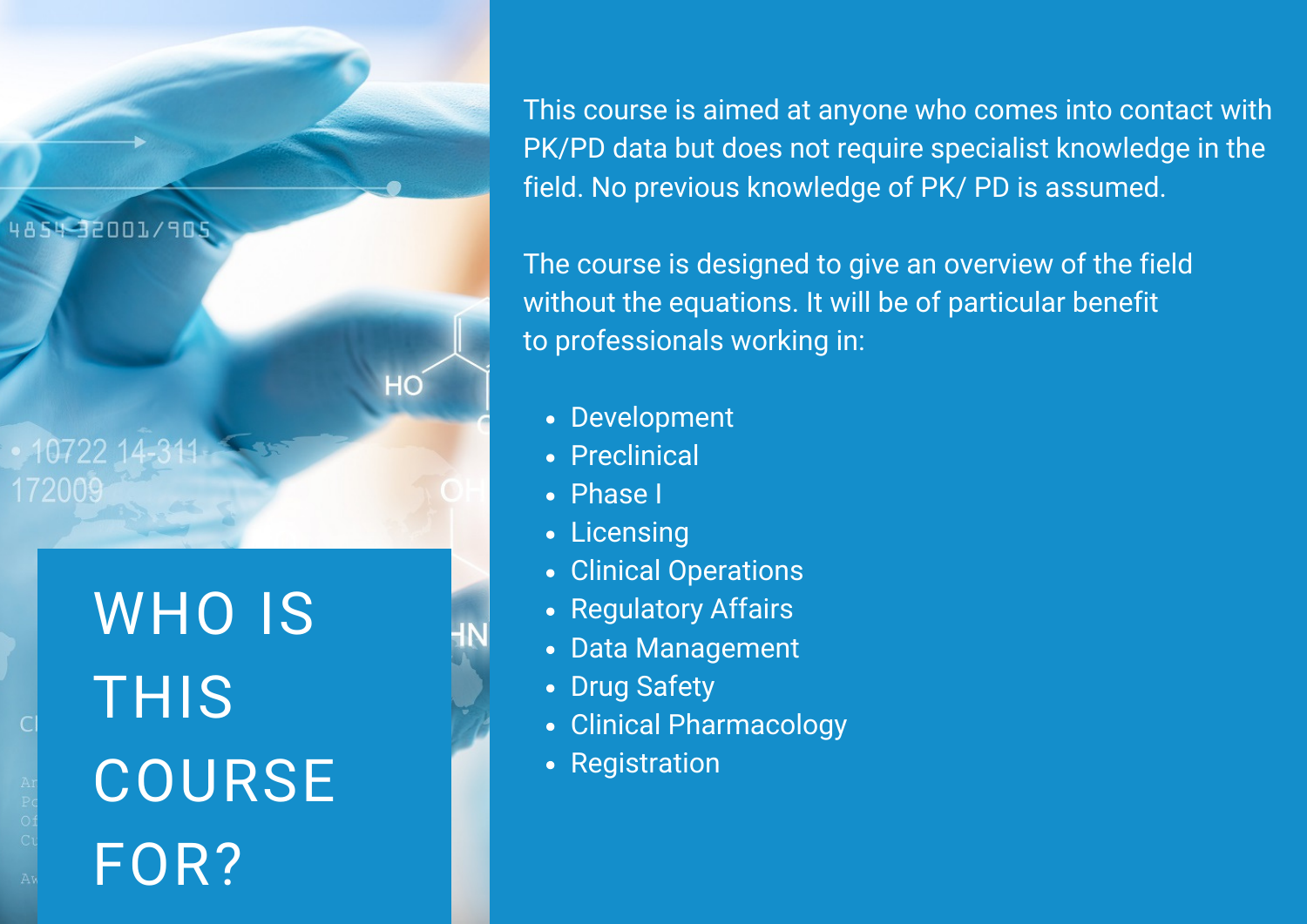# WHO IS THIS COURSE FOR?

This course is aimed at anyone who comes into contact with PK/PD data but does not require specialist knowledge in the field. No previous knowledge of PK/ PD is assumed.

The course is designed to give an overview of the field without the equations. It will be of particular benefit to professionals working in:

- Development
- Preclinical
- Phase I
- Licensing
- Clinical Operations
- Regulatory Affairs
- Data Management
- Drug Safety
- Clinical Pharmacology
- Registration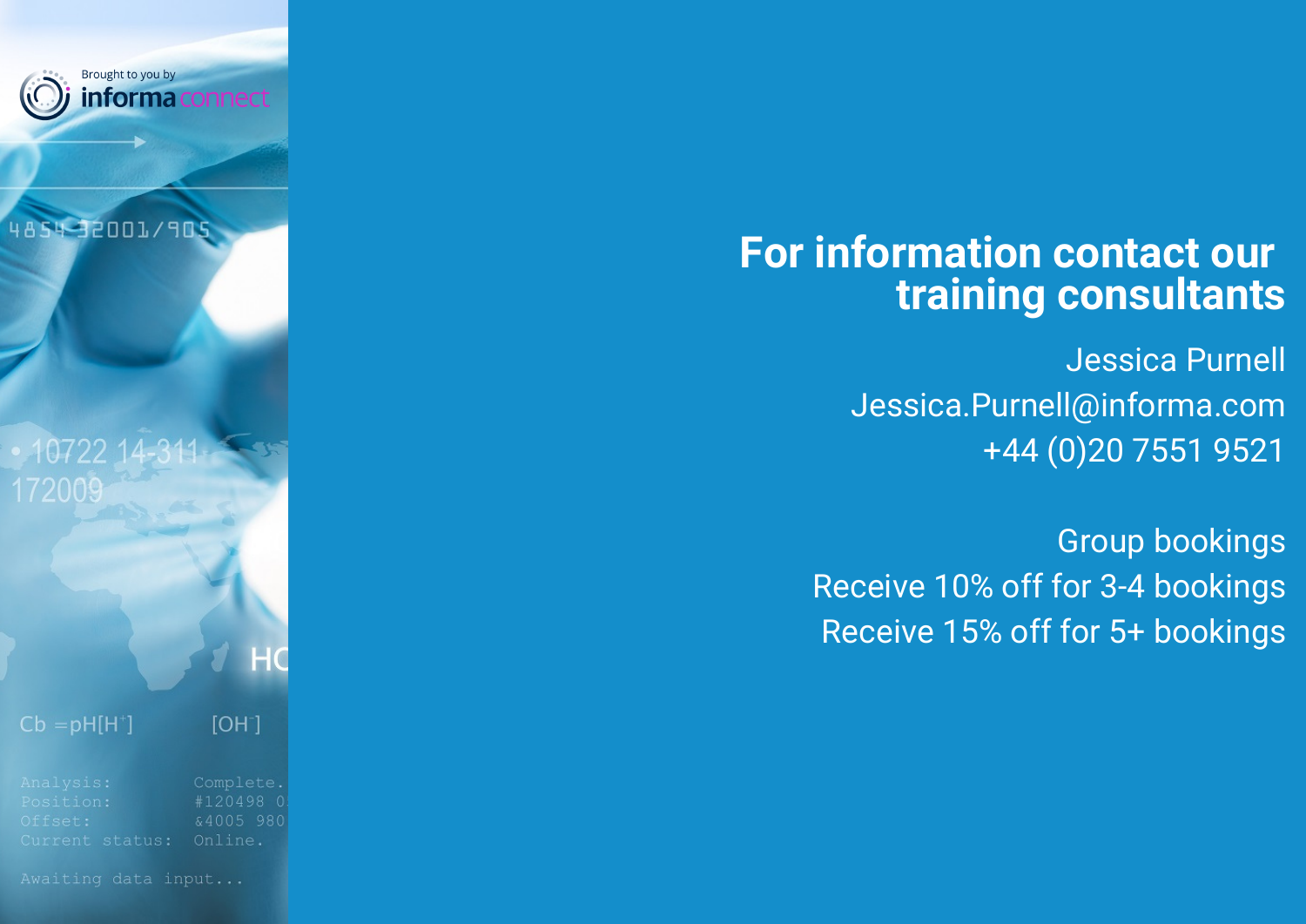Brought to you by informa connect

## For information contact our training consultants

Jessica Purnell
Jessica.Purnell@informa.com
+44 (0)20 7551 9521

Group bookings
Receive 10% off for 3-4 bookings
Receive 15% off for 5+ bookings